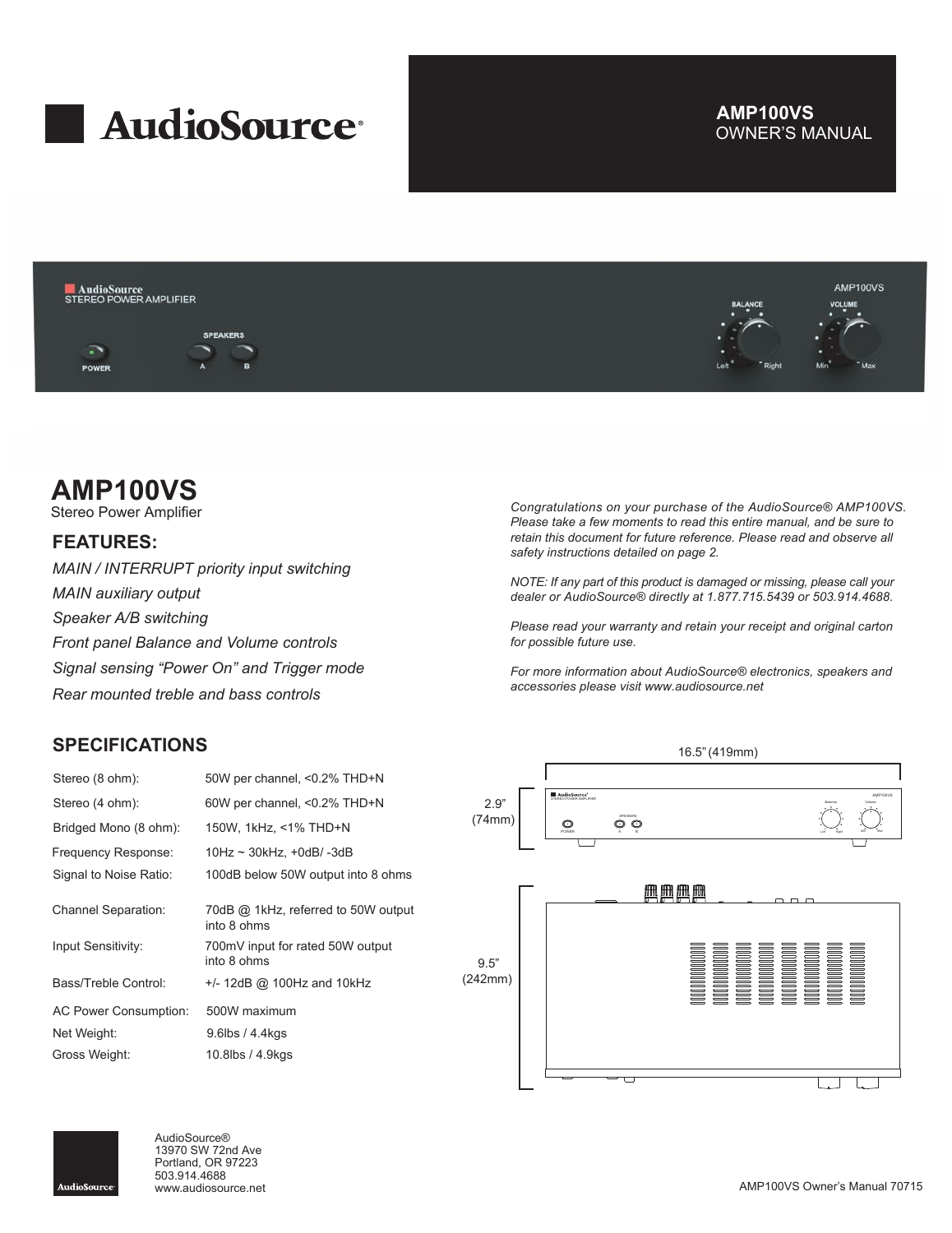# AudioSource®

**AMP100VS**
OWNER'S MANUAL

# AMP100VS

Stereo Power Amplifier

## FEATURES:

*MAIN / INTERRUPT priority input switching*

*MAIN auxiliary output*

*Speaker A/B switching*

*Front panel Balance and Volume controls*

*Signal sensing "Power On" and Trigger mode*

*Rear mounted treble and bass controls*

*Congratulations on your purchase of the AudioSource® AMP100VS. Please take a few moments to read this entire manual, and be sure to retain this document for future reference. Please read and observe all safety instructions detailed on page 2.*

*NOTE: If any part of this product is damaged or missing, please call your dealer or AudioSource® directly at 1.877.715.5439 or 503.914.4688.*

*Please read your warranty and retain your receipt and original carton for possible future use.*

*For more information about AudioSource® electronics, speakers and accessories please visit www.audiosource.net*

## SPECIFICATIONS

| | |
|---|---|
| Stereo (8 ohm): | 50W per channel, <0.2% THD+N |
| Stereo (4 ohm): | 60W per channel, <0.2% THD+N |
| Bridged Mono (8 ohm): | 150W, 1kHz, <1% THD+N |
| Frequency Response: | 10Hz ~ 30kHz, +0dB/ -3dB |
| Signal to Noise Ratio: | 100dB below 50W output into 8 ohms |
| Channel Separation: | 70dB @ 1kHz, referred to 50W output into 8 ohms |
| Input Sensitivity: | 700mV input for rated 50W output into 8 ohms |
| Bass/Treble Control: | +/- 12dB @ 100Hz and 10kHz |
| AC Power Consumption: | 500W maximum |
| Net Weight: | 9.6lbs / 4.4kgs |
| Gross Weight: | 10.8lbs / 4.9kgs |

16.5" (419mm)

2.9" (74mm)

9.5" (242mm)

AudioSource®
13970 SW 72nd Ave
Portland, OR 97223
503.914.4688
www.audiosource.net

AMP100VS Owner's Manual 70715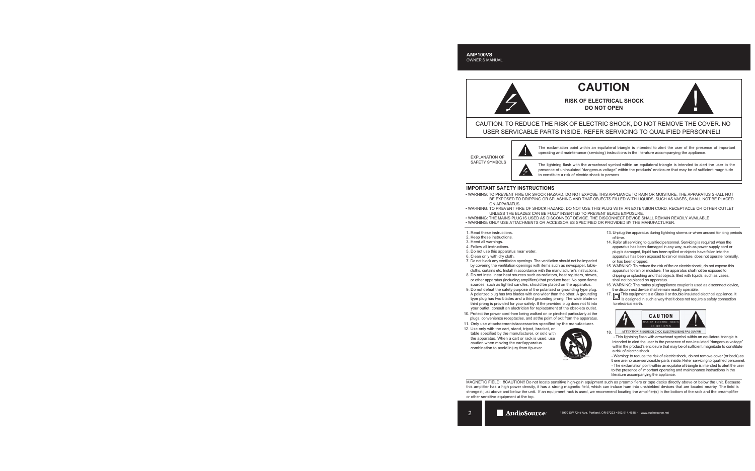# CAUTION

**RISK OF ELECTRICAL SHOCK**
**DO NOT OPEN**

CAUTION: TO REDUCE THE RISK OF ELECTRIC SHOCK, DO NOT REMOVE THE COVER. NO USER SERVICABLE PARTS INSIDE. REFER SERVICING TO QUALIFIED PERSONNEL!

EXPLANATION OF SAFETY SYMBOLS

The exclamation point within an equilateral triangle is intended to alert the user of the presence of important operating and maintenance (servicing) instructions in the literature accompanying the appliance.

The lightning flash with the arrowhead symbol within an equilateral triangle is intended to alert the user to the presence of uninsulated "dangerous voltage" within the products' enclosure that may be of sufficient magnitude to constitute a risk of electric shock to persons.

## IMPORTANT SAFETY INSTRUCTIONS

- WARNING: TO PREVENT FIRE OR SHOCK HAZARD, DO NOT EXPOSE THIS APPLIANCE TO RAIN OR MOISTURE. THE APPARATUS SHALL NOT BE EXPOSED TO DRIPPING OR SPLASHING AND THAT OBJECTS FILLED WITH LIQUIDS, SUCH AS VASES, SHALL NOT BE PLACED ON APPARATUS.
- WARNING: TO PREVENT FIRE OF SHOCK HAZARD, DO NOT USE THIS PLUG WITH AN EXTENSION CORD, RECEPTACLE OR OTHER OUTLET UNLESS THE BLADES CAN BE FULLY INSERTED TO PREVENT BLADE EXPOSURE.
- WARNING: THE MAINS PLUG IS USED AS DISCONNECT DEVICE. THE DISCONNECT DEVICE SHALL REMAIN READILY AVAILABLE.
- WARNING: ONLY USE ATTACHMENTS OR ACCESSORIES SPECIFIED OR PROVIDED BY THE MANUFACTURER.

1. Read these instructions.
2. Keep these instructions.
3. Heed all warnings.
4. Follow all instructions.
5. Do not use this apparatus near water.
6. Clean only with dry cloth.
7. Do not block any ventilation openings. The ventilation should not be impeded by covering the ventilation openings with items such as newspaper, table-cloths, curtains etc. Install in accordance with the manufacturer's instructions.
8. Do not install near heat sources such as radiators, heat registers, stoves, or other apparatus (including amplifiers) that produce heat. No open flame sources, such as lighted candles, should be placed on the apparatus.
9. Do not defeat the safety purpose of the polarized or grounding type plug. A polarized plug has two blades with one wider than the other. A grounding type plug has two blades and a third grounding prong. The wide blade or third prong is provided for your safety. If the provided plug does not fit into your outlet, consult an electrician for replacement of the obsolete outlet.
10. Protect the power cord from being walked on or pinched particularly at the plugs, convenience receptacles, and at the point of exit from the apparatus.
11. Only use attacheements/accessories specified by the manufacturer.
12. Use only with the cart, stand, tripod, bracket, or table specified by the manufacturer, or sold with the apparatus. When a cart or rack is used, use caution when moving the cart/apparatus combination to avoid injury from tip-over.
13. Unplug the apparatus during lightning storms or when unused for long periods of time.
14. Refer all servicing to qualified personnel. Servicing is required when the apparatus has been damaged in any way, such as power supply cord or plug is damaged, liquid has been spilled or objects have fallen into the apparatus has been exposed to rain or moisture, does not operate normally, or has been dropped.
15. WARNING: To reduce the risk of fire or electric shock, do not expose this apparatus to rain or moisture. The apparatus shall not be exposed to dripping or splashing and that objects filled with liquids, such as vases, shall not be placed on apparatus.
16. WARNING: The mains plug/appliance coupler is used as disconnect device, the disconnect device shall remain readily operable.
17. This equipment is a Class II or double insulated electrical appliance. It is designed in such a way that it does not require a safety connection to electrical earth.
18. CAUTION — RISK OF ELECTRIC SHOCK — DO NOT OPEN
ATTENTION: RISQUE DE CHOC ELECTRIQUE-NE PAS OUVRIR
    - This lightning flash with arrowhead symbol within an equilateral triangle is intended to alert the user to the presence of non-insulated "dangerous voltage" within the product's enclosure that may be of sufficient magnitude to constitute a risk of electric shock.
    - Warning: to reduce the risk of electric shock, do not remove cover (or back) as there are no user-serviceable parts inside. Refer servicing to qualified personnel.
    - The exclamation point within an equilateral triangle is intended to alert the user to the presence of important operating and maintenance instructions in the literature accompanying the appliance.

MAGNETIC FIELD: !!CAUTION!! Do not locate sensitive high-gain equipment such as preamplifiers or tape decks directly above or below the unit. Because this amplifier has a high power density, it has a strong magnetic field, which can induce hum into unshielded devices that are located nearby. The field is strongest just above and below the unit. If an equipment rack is used, we recommend locating the amplifier(s) in the bottom of the rack and the preamplifier or other sensitive equipment at the top.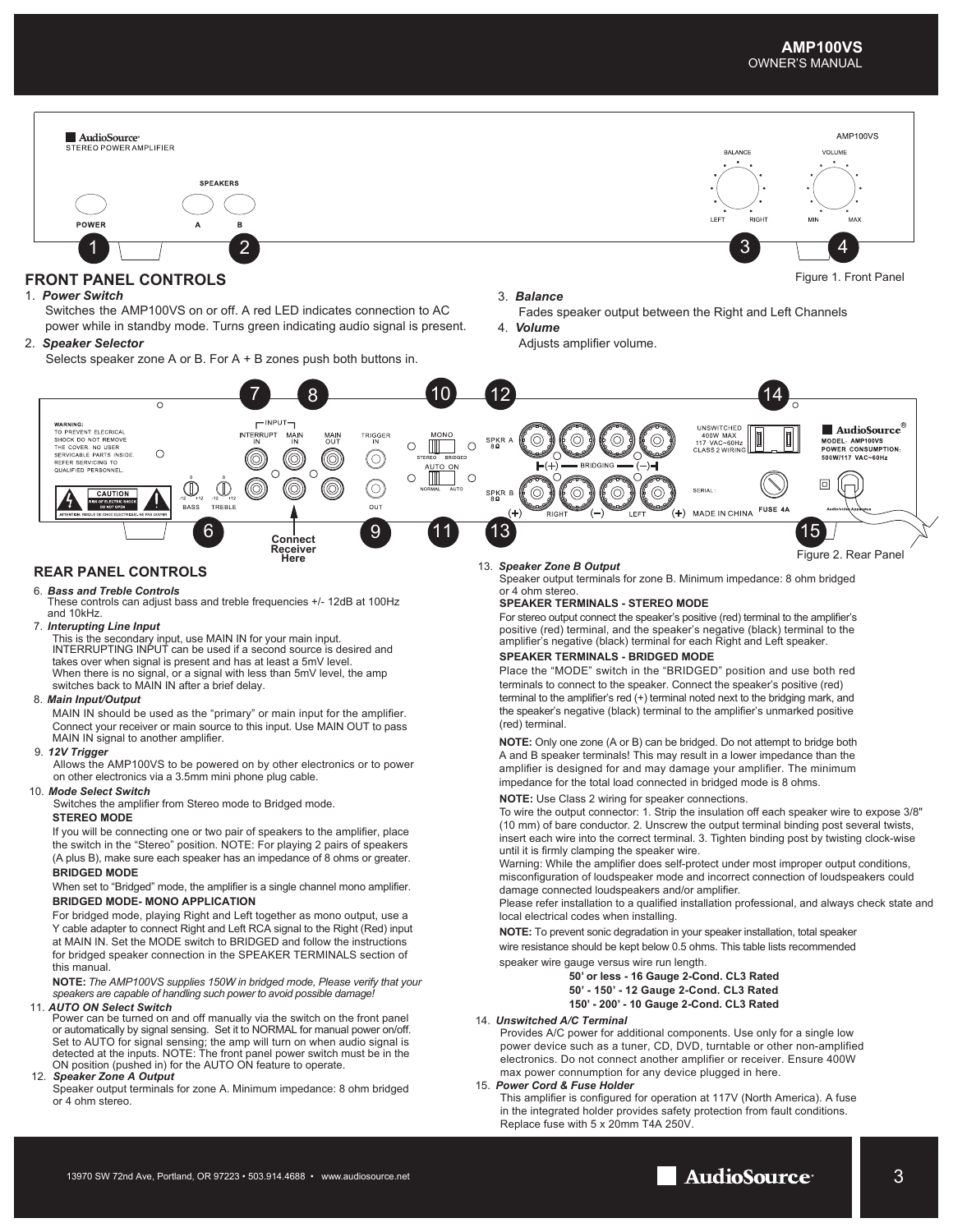## FRONT PANEL CONTROLS

Figure 1. Front Panel

1. ***Power Switch***
   Switches the AMP100VS on or off. A red LED indicates connection to AC power while in standby mode. Turns green indicating audio signal is present.
2. ***Speaker Selector***
   Selects speaker zone A or B. For A + B zones push both buttons in.
3. ***Balance***
   Fades speaker output between the Right and Left Channels
4. ***Volume***
   Adjusts amplifier volume.

Figure 2. Rear Panel

## REAR PANEL CONTROLS

6. ***Bass and Treble Controls***
   These controls can adjust bass and treble frequencies +/- 12dB at 100Hz and 10kHz.
7. ***Interupting Line Input***
   This is the secondary input, use MAIN IN for your main input. INTERRUPTING INPUT can be used if a second source is desired and takes over when signal is present and has at least a 5mV level. When there is no signal, or a signal with less than 5mV level, the amp switches back to MAIN IN after a brief delay.
8. ***Main Input/Output***
   MAIN IN should be used as the "primary" or main input for the amplifier. Connect your receiver or main source to this input. Use MAIN OUT to pass MAIN IN signal to another amplifier.
9. ***12V Trigger***
   Allows the AMP100VS to be powered on by other electronics or to power on other electronics via a 3.5mm mini phone plug cable.
10. ***Mode Select Switch***
    Switches the amplifier from Stereo mode to Bridged mode.

    **STEREO MODE**

    If you will be connecting one or two pair of speakers to the amplifier, place the switch in the "Stereo" position. NOTE: For playing 2 pairs of speakers (A plus B), make sure each speaker has an impedance of 8 ohms or greater.

    **BRIDGED MODE**

    When set to "Bridged" mode, the amplifier is a single channel mono amplifier.

    **BRIDGED MODE- MONO APPLICATION**

    For bridged mode, playing Right and Left together as mono output, use a Y cable adapter to connect Right and Left RCA signal to the Right (Red) input at MAIN IN. Set the MODE switch to BRIDGED and follow the instructions for bridged speaker connection in the SPEAKER TERMINALS section of this manual.

    **NOTE:** *The AMP100VS supplies 150W in bridged mode, Please verify that your speakers are capable of handling such power to avoid possible damage!*
11. ***AUTO ON Select Switch***
    Power can be turned on and off manually via the switch on the front panel or automatically by signal sensing. Set it to NORMAL for manual power on/off. Set to AUTO for signal sensing; the amp will turn on when audio signal is detected at the inputs. NOTE: The front panel power switch must be in the ON position (pushed in) for the AUTO ON feature to operate.
12. ***Speaker Zone A Output***
    Speaker output terminals for zone A. Minimum impedance: 8 ohm bridged or 4 ohm stereo.
13. ***Speaker Zone B Output***
    Speaker output terminals for zone B. Minimum impedance: 8 ohm bridged or 4 ohm stereo.

    **SPEAKER TERMINALS - STEREO MODE**

    For stereo output connect the speaker's positive (red) terminal to the amplifier's positive (red) terminal, and the speaker's negative (black) terminal to the amplifier's negative (black) terminal for each Right and Left speaker.

    **SPEAKER TERMINALS - BRIDGED MODE**

    Place the "MODE" switch in the "BRIDGED" position and use both red terminals to connect to the speaker. Connect the speaker's positive (red) terminal to the amplifier's red (+) terminal noted next to the bridging mark, and the speaker's negative (black) terminal to the amplifier's unmarked positive (red) terminal.

    **NOTE:** Only one zone (A or B) can be bridged. Do not attempt to bridge both A and B speaker terminals! This may result in a lower impedance than the amplifier is designed for and may damage your amplifier. The minimum impedance for the total load connected in bridged mode is 8 ohms.

    **NOTE:** Use Class 2 wiring for speaker connections.

    To wire the output connector: 1. Strip the insulation off each speaker wire to expose 3/8" (10 mm) of bare conductor. 2. Unscrew the output terminal binding post several twists, insert each wire into the correct terminal. 3. Tighten binding post by twisting clock-wise until it is firmly clamping the speaker wire.

    Warning: While the amplifier does self-protect under most improper output conditions, misconfiguration of loudspeaker mode and incorrect connection of loudspeakers could damage connected loudspeakers and/or amplifier.

    Please refer installation to a qualified installation professional, and always check state and local electrical codes when installing.

    **NOTE:** To prevent sonic degradation in your speaker installation, total speaker wire resistance should be kept below 0.5 ohms. This table lists recommended speaker wire gauge versus wire run length.

    **50' or less - 16 Gauge 2-Cond. CL3 Rated**
    **50' - 150' - 12 Gauge 2-Cond. CL3 Rated**
    **150' - 200' - 10 Gauge 2-Cond. CL3 Rated**
14. ***Unswitched A/C Terminal***
    Provides A/C power for additional components. Use only for a single low power device such as a tuner, CD, DVD, turntable or other non-amplified electronics. Do not connect another amplifier or receiver. Ensure 400W max power connumption for any device plugged in here.
15. ***Power Cord & Fuse Holder***
    This amplifier is configured for operation at 117V (North America). A fuse in the integrated holder provides safety protection from fault conditions. Replace fuse with 5 x 20mm T4A 250V.

13970 SW 72nd Ave, Portland, OR 97223 • 503.914.4688 • www.audiosource.net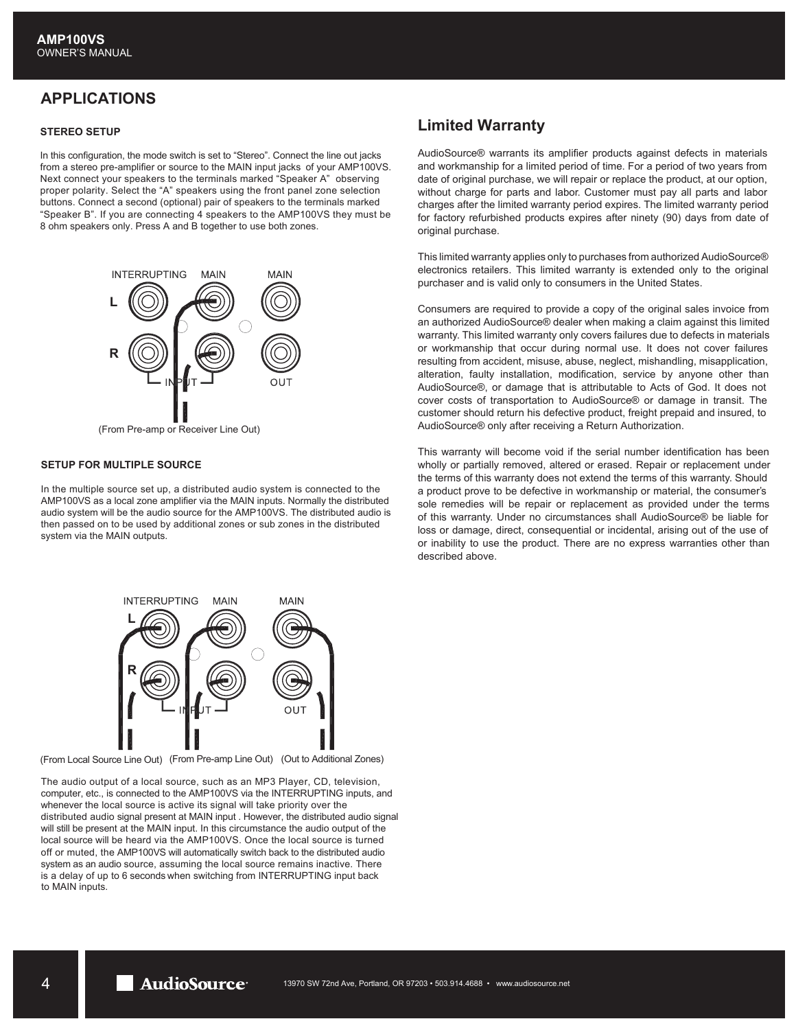# APPLICATIONS

### STEREO SETUP

In this configuration, the mode switch is set to "Stereo". Connect the line out jacks from a stereo pre-amplifier or source to the MAIN input jacks of your AMP100VS. Next connect your speakers to the terminals marked "Speaker A" observing proper polarity. Select the "A" speakers using the front panel zone selection buttons. Connect a second (optional) pair of speakers to the terminals marked "Speaker B". If you are connecting 4 speakers to the AMP100VS they must be 8 ohm speakers only. Press A and B together to use both zones.

INTERRUPTING MAIN MAIN

L

R

INPUT OUT

(From Pre-amp or Receiver Line Out)

### SETUP FOR MULTIPLE SOURCE

In the multiple source set up, a distributed audio system is connected to the AMP100VS as a local zone amplifier via the MAIN inputs. Normally the distributed audio system will be the audio source for the AMP100VS. The distributed audio is then passed on to be used by additional zones or sub zones in the distributed system via the MAIN outputs.

INTERRUPTING MAIN MAIN

L

R

INPUT OUT

(From Local Source Line Out) (From Pre-amp Line Out) (Out to Additional Zones)

The audio output of a local source, such as an MP3 Player, CD, television, computer, etc., is connected to the AMP100VS via the INTERRUPTING inputs, and whenever the local source is active its signal will take priority over the distributed audio signal present at MAIN input . However, the distributed audio signal will still be present at the MAIN input. In this circumstance the audio output of the local source will be heard via the AMP100VS. Once the local source is turned off or muted, the AMP100VS will automatically switch back to the distributed audio system as an audio source, assuming the local source remains inactive. There is a delay of up to 6 seconds when switching from INTERRUPTING input back to MAIN inputs.

## Limited Warranty

AudioSource® warrants its amplifier products against defects in materials and workmanship for a limited period of time. For a period of two years from date of original purchase, we will repair or replace the product, at our option, without charge for parts and labor. Customer must pay all parts and labor charges after the limited warranty period expires. The limited warranty period for factory refurbished products expires after ninety (90) days from date of original purchase.

This limited warranty applies only to purchases from authorized AudioSource® electronics retailers. This limited warranty is extended only to the original purchaser and is valid only to consumers in the United States.

Consumers are required to provide a copy of the original sales invoice from an authorized AudioSource® dealer when making a claim against this limited warranty. This limited warranty only covers failures due to defects in materials or workmanship that occur during normal use. It does not cover failures resulting from accident, misuse, abuse, neglect, mishandling, misapplication, alteration, faulty installation, modification, service by anyone other than AudioSource®, or damage that is attributable to Acts of God. It does not cover costs of transportation to AudioSource® or damage in transit. The customer should return his defective product, freight prepaid and insured, to AudioSource® only after receiving a Return Authorization.

This warranty will become void if the serial number identification has been wholly or partially removed, altered or erased. Repair or replacement under the terms of this warranty does not extend the terms of this warranty. Should a product prove to be defective in workmanship or material, the consumer's sole remedies will be repair or replacement as provided under the terms of this warranty. Under no circumstances shall AudioSource® be liable for loss or damage, direct, consequential or incidental, arising out of the use of or inability to use the product. There are no express warranties other than described above.

AudioSource 13970 SW 72nd Ave, Portland, OR 97203 • 503.914.4688 • www.audiosource.net